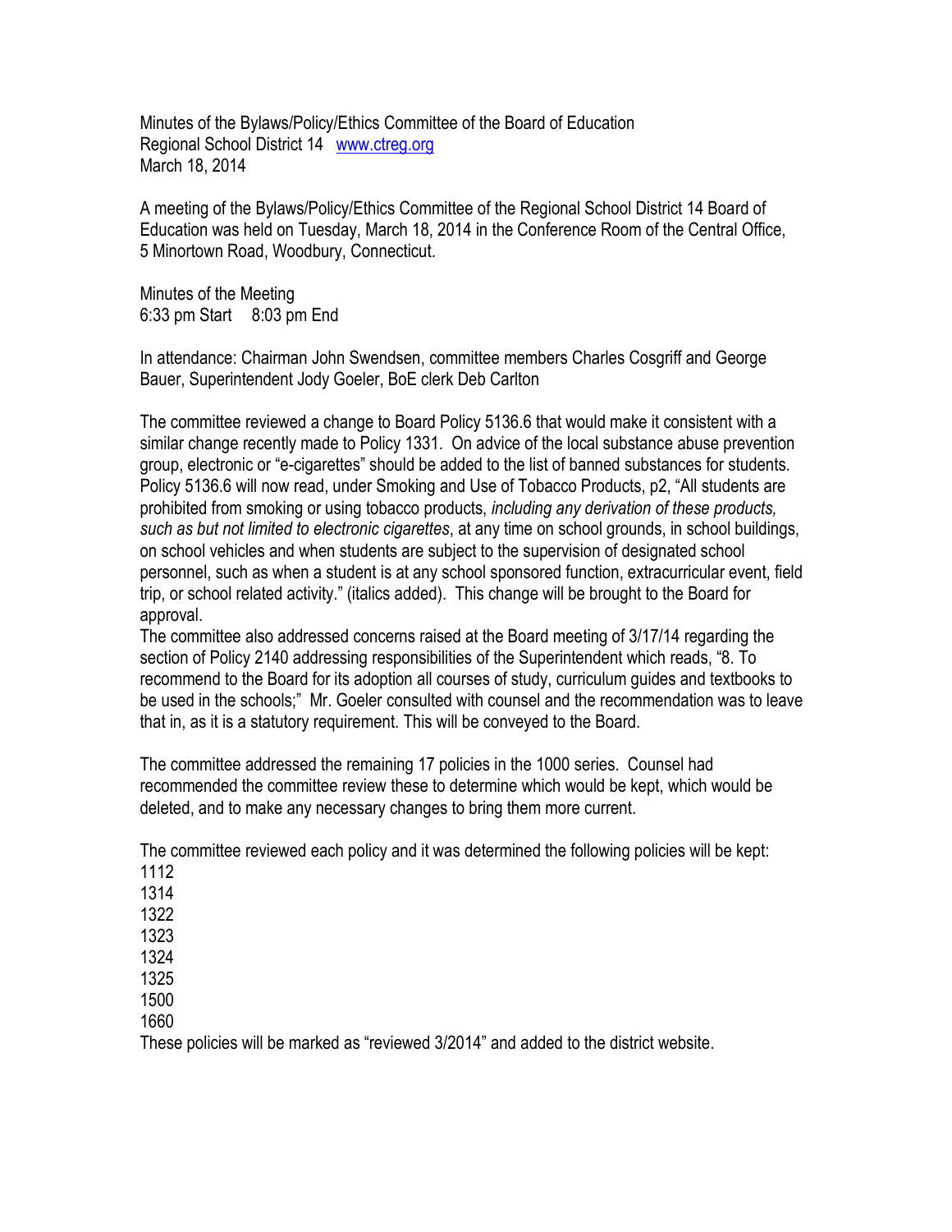Minutes of the Bylaws/Policy/Ethics Committee of the Board of Education
Regional School District 14 www.ctreg.org
March 18, 2014

A meeting of the Bylaws/Policy/Ethics Committee of the Regional School District 14 Board of Education was held on Tuesday, March 18, 2014 in the Conference Room of the Central Office, 5 Minortown Road, Woodbury, Connecticut.

Minutes of the Meeting
6:33 pm Start 8:03 pm End

In attendance: Chairman John Swendsen, committee members Charles Cosgriff and George Bauer, Superintendent Jody Goeler, BoE clerk Deb Carlton

The committee reviewed a change to Board Policy 5136.6 that would make it consistent with a similar change recently made to Policy 1331. On advice of the local substance abuse prevention group, electronic or "e-cigarettes" should be added to the list of banned substances for students. Policy 5136.6 will now read, under Smoking and Use of Tobacco Products, p2, "All students are prohibited from smoking or using tobacco products, *including any derivation of these products, such as but not limited to electronic cigarettes*, at any time on school grounds, in school buildings, on school vehicles and when students are subject to the supervision of designated school personnel, such as when a student is at any school sponsored function, extracurricular event, field trip, or school related activity." (italics added). This change will be brought to the Board for approval.

The committee also addressed concerns raised at the Board meeting of 3/17/14 regarding the section of Policy 2140 addressing responsibilities of the Superintendent which reads, "8. To recommend to the Board for its adoption all courses of study, curriculum guides and textbooks to be used in the schools;" Mr. Goeler consulted with counsel and the recommendation was to leave that in, as it is a statutory requirement. This will be conveyed to the Board.

The committee addressed the remaining 17 policies in the 1000 series. Counsel had recommended the committee review these to determine which would be kept, which would be deleted, and to make any necessary changes to bring them more current.

The committee reviewed each policy and it was determined the following policies will be kept:
1112
1314
1322
1323
1324
1325
1500
1660
These policies will be marked as "reviewed 3/2014" and added to the district website.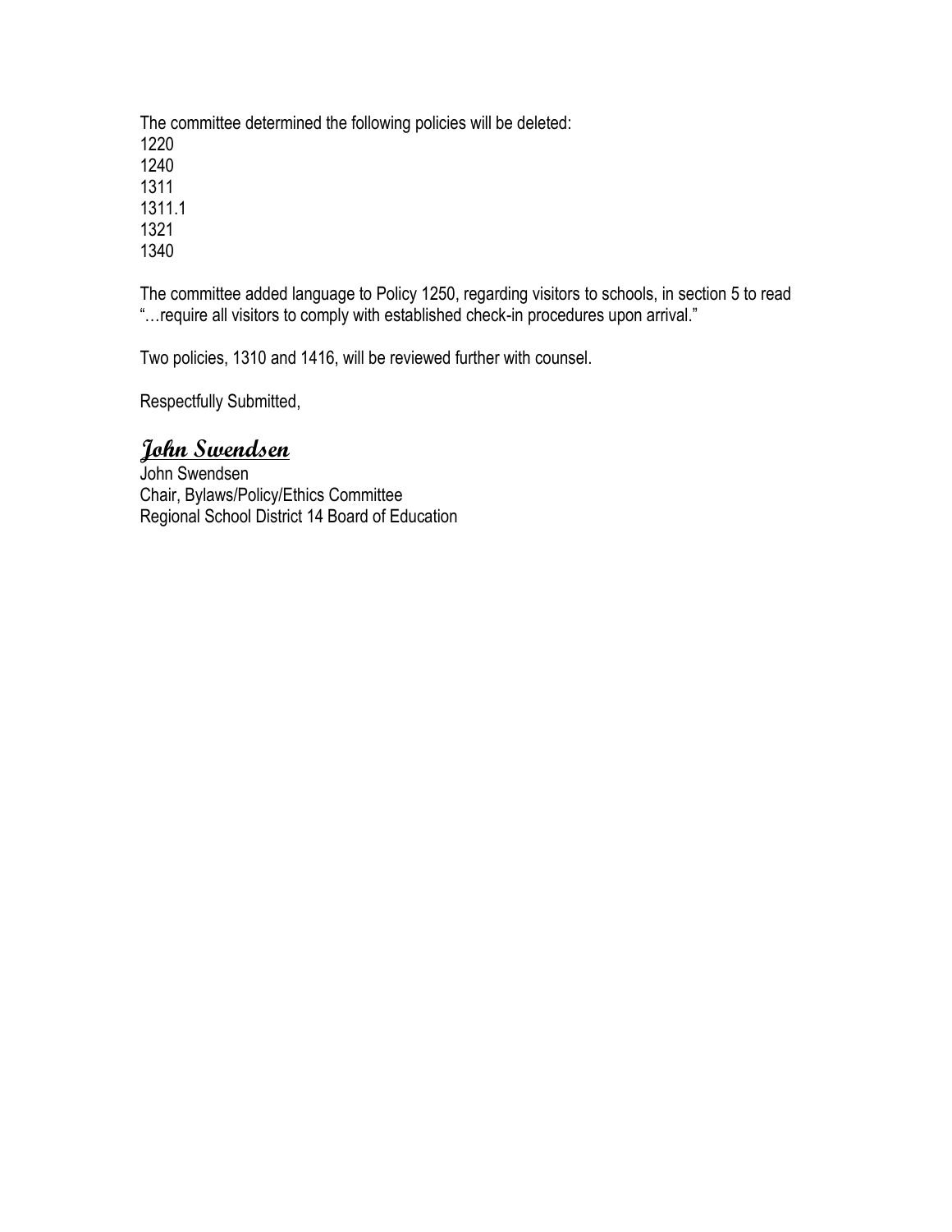The committee determined the following policies will be deleted:
1220
1240
1311
1311.1
1321
1340

The committee added language to Policy 1250, regarding visitors to schools, in section 5 to read "…require all visitors to comply with established check-in procedures upon arrival."

Two policies, 1310 and 1416, will be reviewed further with counsel.

Respectfully Submitted,

*John Swendsen*
John Swendsen
Chair, Bylaws/Policy/Ethics Committee
Regional School District 14 Board of Education